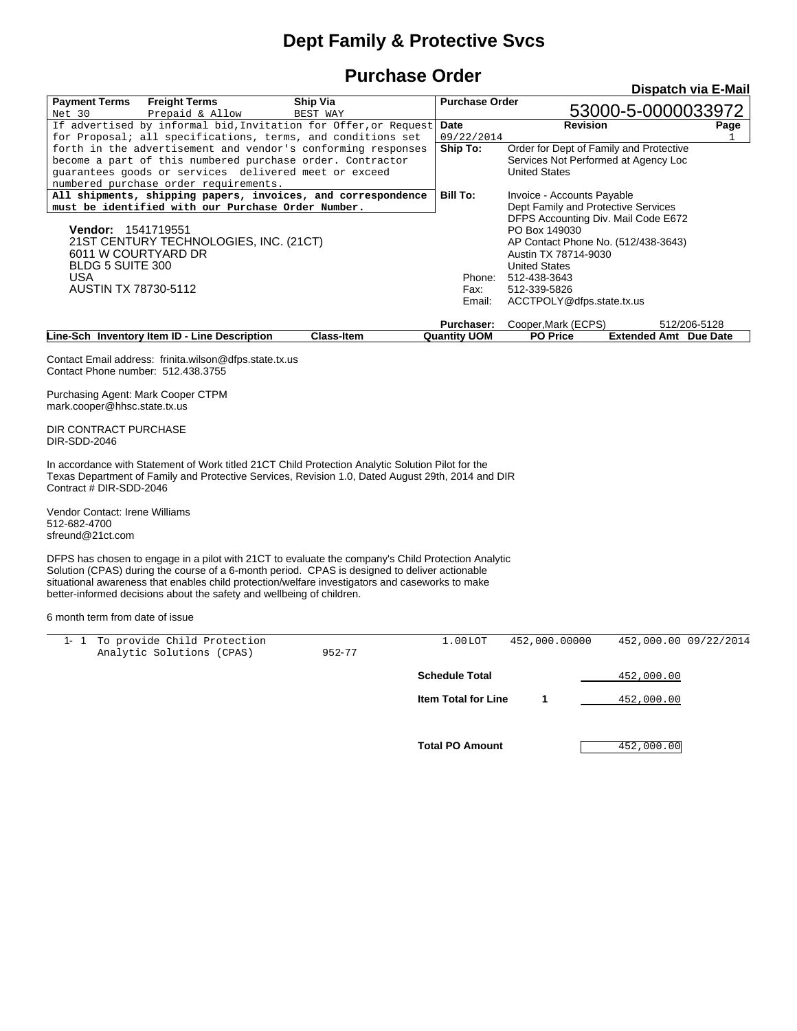# Dept Family & Protective Svcs

## Purchase Order

**Dispatch via E-Mail**

| Payment Terms | Freight Terms | Ship Via | Purchase Order |
|---|---|---|---|
| Net 30 | Prepaid & Allow | BEST WAY | 53000-5-0000033972 |

| Date | Revision | Page |
|---|---|---|
| 09/22/2014 | | 1 |

If advertised by informal bid, Invitation for Offer, or Request for Proposal; all specifications, terms, and conditions set forth in the advertisement and vendor's conforming responses become a part of this numbered purchase order. Contractor guarantees goods or services delivered meet or exceed numbered purchase order requirements.

**All shipments, shipping papers, invoices, and correspondence must be identified with our Purchase Order Number.**

**Ship To:** Order for Dept of Family and Protective Services Not Performed at Agency Loc
United States

**Bill To:** Invoice - Accounts Payable
Dept Family and Protective Services
DFPS Accounting Div. Mail Code E672
PO Box 149030
AP Contact Phone No. (512/438-3643)
Austin TX 78714-9030
United States

Phone: 512-438-3643
Fax: 512-339-5826
Email: ACCTPOLY@dfps.state.tx.us

**Vendor:** 1541719551
21ST CENTURY TECHNOLOGIES, INC. (21CT)
6011 W COURTYARD DR
BLDG 5 SUITE 300
USA
AUSTIN TX 78730-5112

**Purchaser:** Cooper,Mark (ECPS) 512/206-5128

Contact Email address: frinita.wilson@dfps.state.tx.us
Contact Phone number: 512.438.3755

Purchasing Agent: Mark Cooper CTPM
mark.cooper@hhsc.state.tx.us

DIR CONTRACT PURCHASE
DIR-SDD-2046

In accordance with Statement of Work titled 21CT Child Protection Analytic Solution Pilot for the Texas Department of Family and Protective Services, Revision 1.0, Dated August 29th, 2014 and DIR Contract # DIR-SDD-2046

Vendor Contact: Irene Williams
512-682-4700
sfreund@21ct.com

DFPS has chosen to engage in a pilot with 21CT to evaluate the company's Child Protection Analytic Solution (CPAS) during the course of a 6-month period. CPAS is designed to deliver actionable situational awareness that enables child protection/welfare investigators and caseworks to make better-informed decisions about the safety and wellbeing of children.

6 month term from date of issue

| Line-Sch | Inventory Item ID - Line Description | Class-Item | Quantity UOM | PO Price | Extended Amt | Due Date |
|---|---|---|---|---|---|---|
| 1- 1 | To provide Child Protection Analytic Solutions (CPAS) | 952-77 | 1.00 LOT | 452,000.00000 | 452,000.00 | 09/22/2014 |

**Schedule Total** 452,000.00

**Item Total for Line 1** 452,000.00

**Total PO Amount** 452,000.00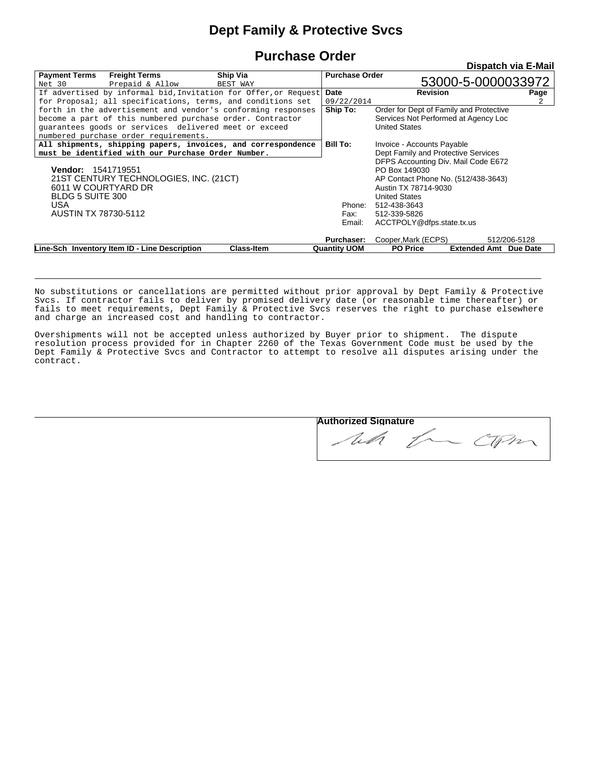# Dept Family & Protective Svcs

## Purchase Order

**Dispatch via E-Mail**

| **Payment Terms** | **Freight Terms** | **Ship Via** | **Purchase Order** | |
|---|---|---|---|---|
| Net 30 | Prepaid & Allow | BEST WAY | 53000-5-0000033972 | |

| **Date** | **Revision** | **Page** |
|---|---|---|
| 09/22/2014 | | 2 |

If advertised by informal bid, Invitation for Offer, or Request for Proposal; all specifications, terms, and conditions set forth in the advertisement and vendor's conforming responses become a part of this numbered purchase order. Contractor guarantees goods or services delivered meet or exceed numbered purchase order requirements.

**All shipments, shipping papers, invoices, and correspondence must be identified with our Purchase Order Number.**

**Ship To:** Order for Dept of Family and Protective Services Not Performed at Agency Loc
United States

**Bill To:** Invoice - Accounts Payable
Dept Family and Protective Services
DFPS Accounting Div. Mail Code E672
PO Box 149030
AP Contact Phone No. (512/438-3643)
Austin TX 78714-9030
United States

Phone: 512-438-3643
Fax: 512-339-5826
Email: ACCTPOLY@dfps.state.tx.us

**Vendor:** 1541719551
21ST CENTURY TECHNOLOGIES, INC. (21CT)
6011 W COURTYARD DR
BLDG 5 SUITE 300
USA
AUSTIN TX 78730-5112

**Purchaser:** Cooper,Mark (ECPS) 512/206-5128

| Line-Sch | Inventory Item ID - Line Description | Class-Item | Quantity UOM | PO Price | Extended Amt | Due Date |
|---|---|---|---|---|---|---|

No substitutions or cancellations are permitted without prior approval by Dept Family & Protective Svcs. If contractor fails to deliver by promised delivery date (or reasonable time thereafter) or fails to meet requirements, Dept Family & Protective Svcs reserves the right to purchase elsewhere and charge an increased cost and handling to contractor.

Overshipments will not be accepted unless authorized by Buyer prior to shipment. The dispute resolution process provided for in Chapter 2260 of the Texas Government Code must be used by the Dept Family & Protective Svcs and Contractor to attempt to resolve all disputes arising under the contract.

**Authorized Signature**